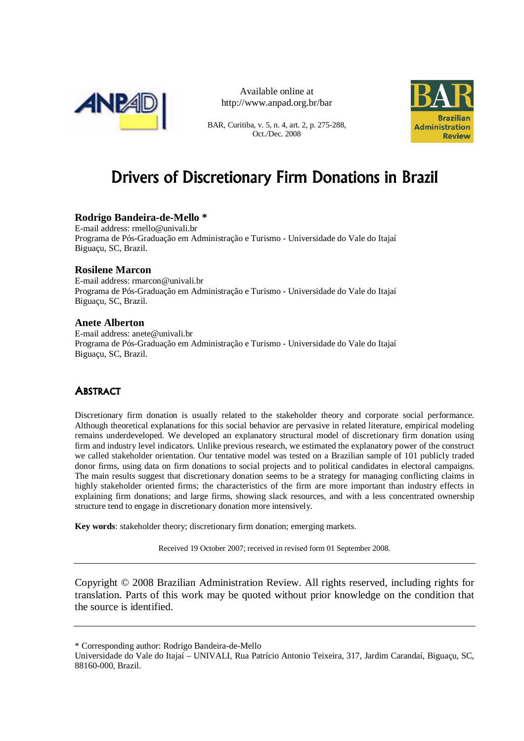Available online at
http://www.anpad.org.br/bar

# Drivers of Discretionary Firm Donations in Brazil

**Rodrigo Bandeira-de-Mello ***
E-mail address: rmello@univali.br
Programa de Pós-Graduação em Administração e Turismo - Universidade do Vale do Itajaí
Biguaçu, SC, Brazil.

**Rosilene Marcon**
E-mail address: rmarcon@univali.br
Programa de Pós-Graduação em Administração e Turismo - Universidade do Vale do Itajaí
Biguaçu, SC, Brazil.

**Anete Alberton**
E-mail address: anete@univali.br
Programa de Pós-Graduação em Administração e Turismo - Universidade do Vale do Itajaí
Biguaçu, SC, Brazil.

## Abstract

Discretionary firm donation is usually related to the stakeholder theory and corporate social performance. Although theoretical explanations for this social behavior are pervasive in related literature, empirical modeling remains underdeveloped. We developed an explanatory structural model of discretionary firm donation using firm and industry level indicators. Unlike previous research, we estimated the explanatory power of the construct we called stakeholder orientation. Our tentative model was tested on a Brazilian sample of 101 publicly traded donor firms, using data on firm donations to social projects and to political candidates in electoral campaigns. The main results suggest that discretionary donation seems to be a strategy for managing conflicting claims in highly stakeholder oriented firms; the characteristics of the firm are more important than industry effects in explaining firm donations; and large firms, showing slack resources, and with a less concentrated ownership structure tend to engage in discretionary donation more intensively.

**Key words**: stakeholder theory; discretionary firm donation; emerging markets.

Received 19 October 2007; received in revised form 01 September 2008.

---

Copyright © 2008 Brazilian Administration Review. All rights reserved, including rights for translation. Parts of this work may be quoted without prior knowledge on the condition that the source is identified.

---

* Corresponding author: Rodrigo Bandeira-de-Mello
Universidade do Vale do Itajaí – UNIVALI, Rua Patrício Antonio Teixeira, 317, Jardim Carandaí, Biguaçu, SC, 88160-000, Brazil.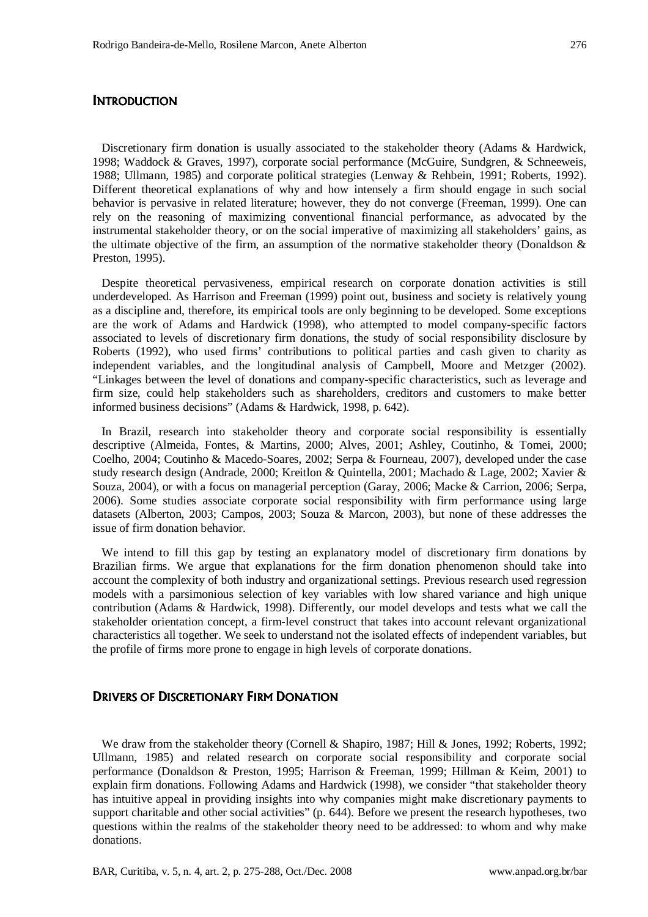## Introduction

Discretionary firm donation is usually associated to the stakeholder theory (Adams & Hardwick, 1998; Waddock & Graves, 1997), corporate social performance (McGuire, Sundgren, & Schneeweis, 1988; Ullmann, 1985) and corporate political strategies (Lenway & Rehbein, 1991; Roberts, 1992). Different theoretical explanations of why and how intensely a firm should engage in such social behavior is pervasive in related literature; however, they do not converge (Freeman, 1999). One can rely on the reasoning of maximizing conventional financial performance, as advocated by the instrumental stakeholder theory, or on the social imperative of maximizing all stakeholders' gains, as the ultimate objective of the firm, an assumption of the normative stakeholder theory (Donaldson & Preston, 1995).

Despite theoretical pervasiveness, empirical research on corporate donation activities is still underdeveloped. As Harrison and Freeman (1999) point out, business and society is relatively young as a discipline and, therefore, its empirical tools are only beginning to be developed. Some exceptions are the work of Adams and Hardwick (1998), who attempted to model company-specific factors associated to levels of discretionary firm donations, the study of social responsibility disclosure by Roberts (1992), who used firms' contributions to political parties and cash given to charity as independent variables, and the longitudinal analysis of Campbell, Moore and Metzger (2002). "Linkages between the level of donations and company-specific characteristics, such as leverage and firm size, could help stakeholders such as shareholders, creditors and customers to make better informed business decisions" (Adams & Hardwick, 1998, p. 642).

In Brazil, research into stakeholder theory and corporate social responsibility is essentially descriptive (Almeida, Fontes, & Martins, 2000; Alves, 2001; Ashley, Coutinho, & Tomei, 2000; Coelho, 2004; Coutinho & Macedo-Soares, 2002; Serpa & Fourneau, 2007), developed under the case study research design (Andrade, 2000; Kreitlon & Quintella, 2001; Machado & Lage, 2002; Xavier & Souza, 2004), or with a focus on managerial perception (Garay, 2006; Macke & Carrion, 2006; Serpa, 2006). Some studies associate corporate social responsibility with firm performance using large datasets (Alberton, 2003; Campos, 2003; Souza & Marcon, 2003), but none of these addresses the issue of firm donation behavior.

We intend to fill this gap by testing an explanatory model of discretionary firm donations by Brazilian firms. We argue that explanations for the firm donation phenomenon should take into account the complexity of both industry and organizational settings. Previous research used regression models with a parsimonious selection of key variables with low shared variance and high unique contribution (Adams & Hardwick, 1998). Differently, our model develops and tests what we call the stakeholder orientation concept, a firm-level construct that takes into account relevant organizational characteristics all together. We seek to understand not the isolated effects of independent variables, but the profile of firms more prone to engage in high levels of corporate donations.

## Drivers of Discretionary Firm Donation

We draw from the stakeholder theory (Cornell & Shapiro, 1987; Hill & Jones, 1992; Roberts, 1992; Ullmann, 1985) and related research on corporate social responsibility and corporate social performance (Donaldson & Preston, 1995; Harrison & Freeman, 1999; Hillman & Keim, 2001) to explain firm donations. Following Adams and Hardwick (1998), we consider "that stakeholder theory has intuitive appeal in providing insights into why companies might make discretionary payments to support charitable and other social activities" (p. 644). Before we present the research hypotheses, two questions within the realms of the stakeholder theory need to be addressed: to whom and why make donations.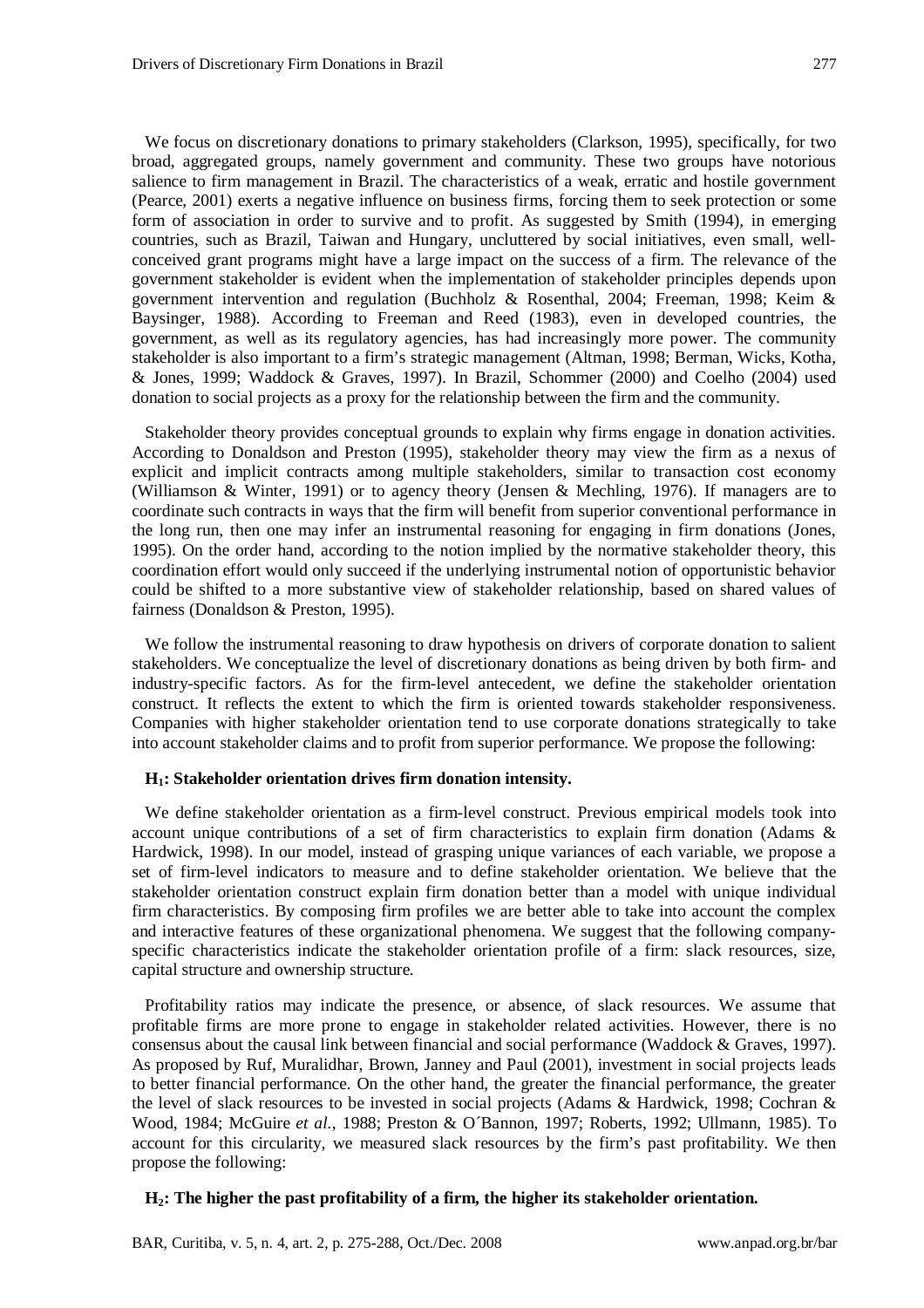We focus on discretionary donations to primary stakeholders (Clarkson, 1995), specifically, for two broad, aggregated groups, namely government and community. These two groups have notorious salience to firm management in Brazil. The characteristics of a weak, erratic and hostile government (Pearce, 2001) exerts a negative influence on business firms, forcing them to seek protection or some form of association in order to survive and to profit. As suggested by Smith (1994), in emerging countries, such as Brazil, Taiwan and Hungary, uncluttered by social initiatives, even small, well-conceived grant programs might have a large impact on the success of a firm. The relevance of the government stakeholder is evident when the implementation of stakeholder principles depends upon government intervention and regulation (Buchholz & Rosenthal, 2004; Freeman, 1998; Keim & Baysinger, 1988). According to Freeman and Reed (1983), even in developed countries, the government, as well as its regulatory agencies, has had increasingly more power. The community stakeholder is also important to a firm's strategic management (Altman, 1998; Berman, Wicks, Kotha, & Jones, 1999; Waddock & Graves, 1997). In Brazil, Schommer (2000) and Coelho (2004) used donation to social projects as a proxy for the relationship between the firm and the community.

Stakeholder theory provides conceptual grounds to explain why firms engage in donation activities. According to Donaldson and Preston (1995), stakeholder theory may view the firm as a nexus of explicit and implicit contracts among multiple stakeholders, similar to transaction cost economy (Williamson & Winter, 1991) or to agency theory (Jensen & Mechling, 1976). If managers are to coordinate such contracts in ways that the firm will benefit from superior conventional performance in the long run, then one may infer an instrumental reasoning for engaging in firm donations (Jones, 1995). On the order hand, according to the notion implied by the normative stakeholder theory, this coordination effort would only succeed if the underlying instrumental notion of opportunistic behavior could be shifted to a more substantive view of stakeholder relationship, based on shared values of fairness (Donaldson & Preston, 1995).

We follow the instrumental reasoning to draw hypothesis on drivers of corporate donation to salient stakeholders. We conceptualize the level of discretionary donations as being driven by both firm- and industry-specific factors. As for the firm-level antecedent, we define the stakeholder orientation construct. It reflects the extent to which the firm is oriented towards stakeholder responsiveness. Companies with higher stakeholder orientation tend to use corporate donations strategically to take into account stakeholder claims and to profit from superior performance. We propose the following:

**$H_1$: Stakeholder orientation drives firm donation intensity.**

We define stakeholder orientation as a firm-level construct. Previous empirical models took into account unique contributions of a set of firm characteristics to explain firm donation (Adams & Hardwick, 1998). In our model, instead of grasping unique variances of each variable, we propose a set of firm-level indicators to measure and to define stakeholder orientation. We believe that the stakeholder orientation construct explain firm donation better than a model with unique individual firm characteristics. By composing firm profiles we are better able to take into account the complex and interactive features of these organizational phenomena. We suggest that the following company-specific characteristics indicate the stakeholder orientation profile of a firm: slack resources, size, capital structure and ownership structure.

Profitability ratios may indicate the presence, or absence, of slack resources. We assume that profitable firms are more prone to engage in stakeholder related activities. However, there is no consensus about the causal link between financial and social performance (Waddock & Graves, 1997). As proposed by Ruf, Muralidhar, Brown, Janney and Paul (2001), investment in social projects leads to better financial performance. On the other hand, the greater the financial performance, the greater the level of slack resources to be invested in social projects (Adams & Hardwick, 1998; Cochran & Wood, 1984; McGuire *et al.*, 1988; Preston & O´Bannon, 1997; Roberts, 1992; Ullmann, 1985). To account for this circularity, we measured slack resources by the firm's past profitability. We then propose the following:

**$H_2$: The higher the past profitability of a firm, the higher its stakeholder orientation.**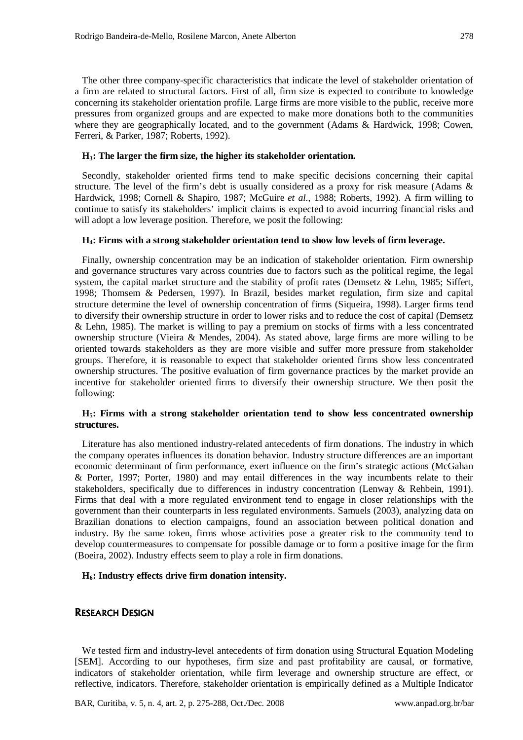The other three company-specific characteristics that indicate the level of stakeholder orientation of a firm are related to structural factors. First of all, firm size is expected to contribute to knowledge concerning its stakeholder orientation profile. Large firms are more visible to the public, receive more pressures from organized groups and are expected to make more donations both to the communities where they are geographically located, and to the government (Adams & Hardwick, 1998; Cowen, Ferreri, & Parker, 1987; Roberts, 1992).

**$H_3$: The larger the firm size, the higher its stakeholder orientation.**

Secondly, stakeholder oriented firms tend to make specific decisions concerning their capital structure. The level of the firm's debt is usually considered as a proxy for risk measure (Adams & Hardwick, 1998; Cornell & Shapiro, 1987; McGuire *et al.*, 1988; Roberts, 1992). A firm willing to continue to satisfy its stakeholders' implicit claims is expected to avoid incurring financial risks and will adopt a low leverage position. Therefore, we posit the following:

**$H_4$: Firms with a strong stakeholder orientation tend to show low levels of firm leverage.**

Finally, ownership concentration may be an indication of stakeholder orientation. Firm ownership and governance structures vary across countries due to factors such as the political regime, the legal system, the capital market structure and the stability of profit rates (Demsetz & Lehn, 1985; Siffert, 1998; Thomsem & Pedersen, 1997). In Brazil, besides market regulation, firm size and capital structure determine the level of ownership concentration of firms (Siqueira, 1998). Larger firms tend to diversify their ownership structure in order to lower risks and to reduce the cost of capital (Demsetz & Lehn, 1985). The market is willing to pay a premium on stocks of firms with a less concentrated ownership structure (Vieira & Mendes, 2004). As stated above, large firms are more willing to be oriented towards stakeholders as they are more visible and suffer more pressure from stakeholder groups. Therefore, it is reasonable to expect that stakeholder oriented firms show less concentrated ownership structures. The positive evaluation of firm governance practices by the market provide an incentive for stakeholder oriented firms to diversify their ownership structure. We then posit the following:

**$H_5$: Firms with a strong stakeholder orientation tend to show less concentrated ownership structures.**

Literature has also mentioned industry-related antecedents of firm donations. The industry in which the company operates influences its donation behavior. Industry structure differences are an important economic determinant of firm performance, exert influence on the firm's strategic actions (McGahan & Porter, 1997; Porter, 1980) and may entail differences in the way incumbents relate to their stakeholders, specifically due to differences in industry concentration (Lenway & Rehbein, 1991). Firms that deal with a more regulated environment tend to engage in closer relationships with the government than their counterparts in less regulated environments. Samuels (2003), analyzing data on Brazilian donations to election campaigns, found an association between political donation and industry. By the same token, firms whose activities pose a greater risk to the community tend to develop countermeasures to compensate for possible damage or to form a positive image for the firm (Boeira, 2002). Industry effects seem to play a role in firm donations.

**$H_6$: Industry effects drive firm donation intensity.**

## Research Design

We tested firm and industry-level antecedents of firm donation using Structural Equation Modeling [SEM]. According to our hypotheses, firm size and past profitability are causal, or formative, indicators of stakeholder orientation, while firm leverage and ownership structure are effect, or reflective, indicators. Therefore, stakeholder orientation is empirically defined as a Multiple Indicator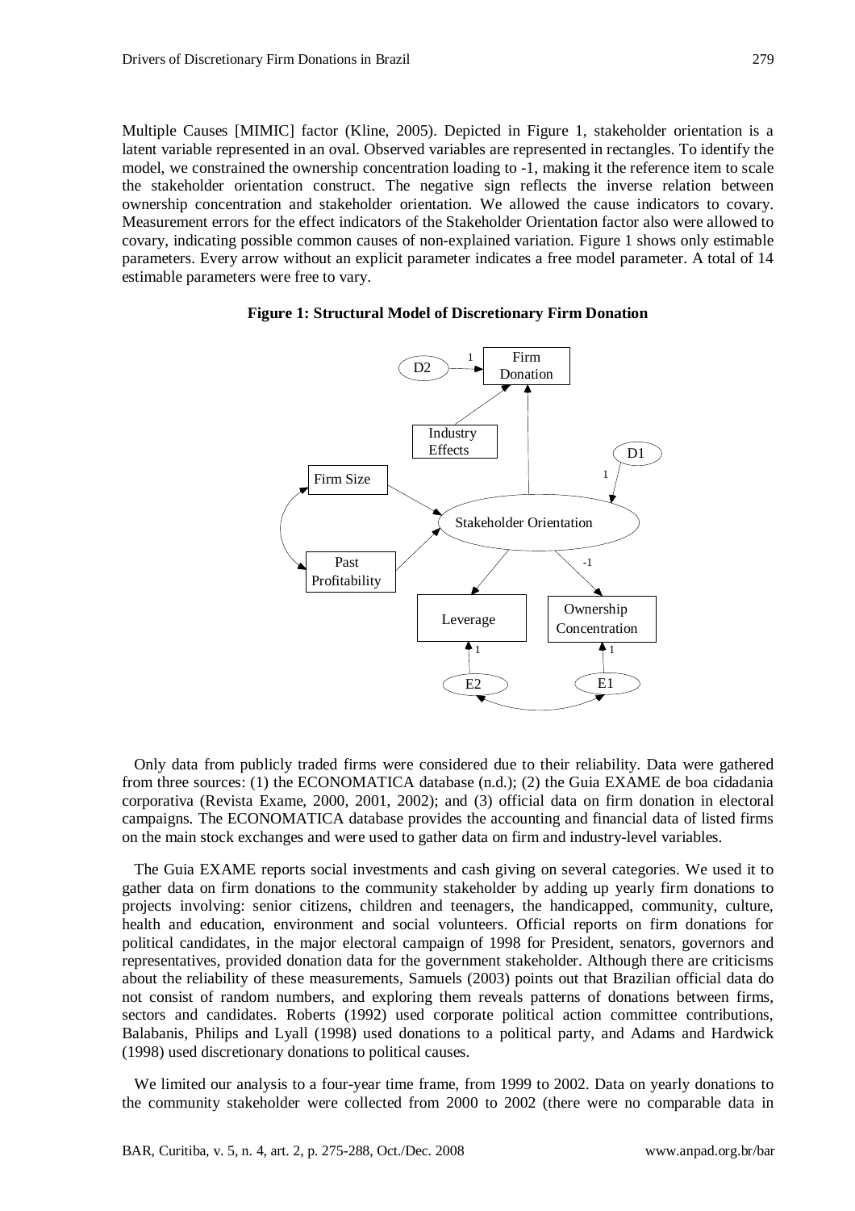Multiple Causes [MIMIC] factor (Kline, 2005). Depicted in Figure 1, stakeholder orientation is a latent variable represented in an oval. Observed variables are represented in rectangles. To identify the model, we constrained the ownership concentration loading to -1, making it the reference item to scale the stakeholder orientation construct. The negative sign reflects the inverse relation between ownership concentration and stakeholder orientation. We allowed the cause indicators to covary. Measurement errors for the effect indicators of the Stakeholder Orientation factor also were allowed to covary, indicating possible common causes of non-explained variation. Figure 1 shows only estimable parameters. Every arrow without an explicit parameter indicates a free model parameter. A total of 14 estimable parameters were free to vary.

**Figure 1: Structural Model of Discretionary Firm Donation**

Only data from publicly traded firms were considered due to their reliability. Data were gathered from three sources: (1) the ECONOMATICA database (n.d.); (2) the Guia EXAME de boa cidadania corporativa (Revista Exame, 2000, 2001, 2002); and (3) official data on firm donation in electoral campaigns. The ECONOMATICA database provides the accounting and financial data of listed firms on the main stock exchanges and were used to gather data on firm and industry-level variables.

The Guia EXAME reports social investments and cash giving on several categories. We used it to gather data on firm donations to the community stakeholder by adding up yearly firm donations to projects involving: senior citizens, children and teenagers, the handicapped, community, culture, health and education, environment and social volunteers. Official reports on firm donations for political candidates, in the major electoral campaign of 1998 for President, senators, governors and representatives, provided donation data for the government stakeholder. Although there are criticisms about the reliability of these measurements, Samuels (2003) points out that Brazilian official data do not consist of random numbers, and exploring them reveals patterns of donations between firms, sectors and candidates. Roberts (1992) used corporate political action committee contributions, Balabanis, Philips and Lyall (1998) used donations to a political party, and Adams and Hardwick (1998) used discretionary donations to political causes.

We limited our analysis to a four-year time frame, from 1999 to 2002. Data on yearly donations to the community stakeholder were collected from 2000 to 2002 (there were no comparable data in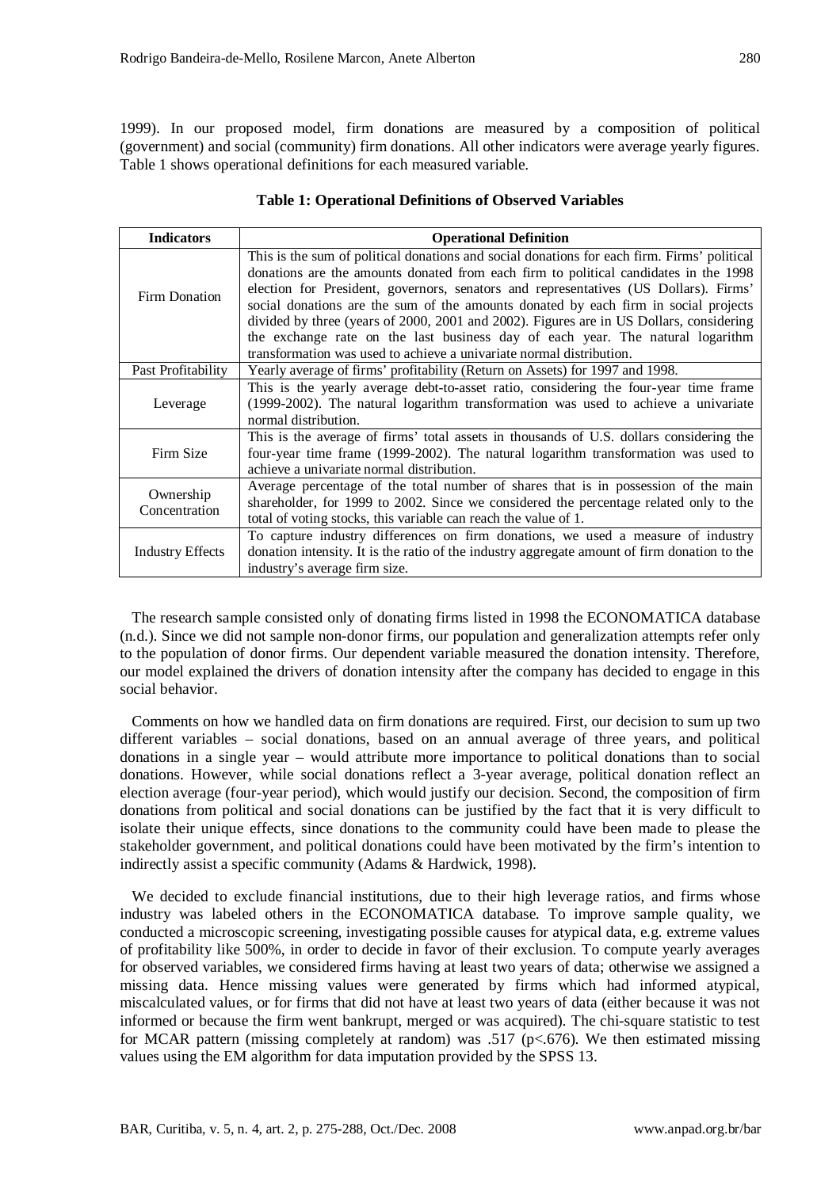1999). In our proposed model, firm donations are measured by a composition of political (government) and social (community) firm donations. All other indicators were average yearly figures. Table 1 shows operational definitions for each measured variable.

**Table 1: Operational Definitions of Observed Variables**

| Indicators | Operational Definition |
| --- | --- |
| Firm Donation | This is the sum of political donations and social donations for each firm. Firms' political donations are the amounts donated from each firm to political candidates in the 1998 election for President, governors, senators and representatives (US Dollars). Firms' social donations are the sum of the amounts donated by each firm in social projects divided by three (years of 2000, 2001 and 2002). Figures are in US Dollars, considering the exchange rate on the last business day of each year. The natural logarithm transformation was used to achieve a univariate normal distribution. |
| Past Profitability | Yearly average of firms' profitability (Return on Assets) for 1997 and 1998. |
| Leverage | This is the yearly average debt-to-asset ratio, considering the four-year time frame (1999-2002). The natural logarithm transformation was used to achieve a univariate normal distribution. |
| Firm Size | This is the average of firms' total assets in thousands of U.S. dollars considering the four-year time frame (1999-2002). The natural logarithm transformation was used to achieve a univariate normal distribution. |
| Ownership Concentration | Average percentage of the total number of shares that is in possession of the main shareholder, for 1999 to 2002. Since we considered the percentage related only to the total of voting stocks, this variable can reach the value of 1. |
| Industry Effects | To capture industry differences on firm donations, we used a measure of industry donation intensity. It is the ratio of the industry aggregate amount of firm donation to the industry's average firm size. |

The research sample consisted only of donating firms listed in 1998 the ECONOMATICA database (n.d.). Since we did not sample non-donor firms, our population and generalization attempts refer only to the population of donor firms. Our dependent variable measured the donation intensity. Therefore, our model explained the drivers of donation intensity after the company has decided to engage in this social behavior.

Comments on how we handled data on firm donations are required. First, our decision to sum up two different variables – social donations, based on an annual average of three years, and political donations in a single year – would attribute more importance to political donations than to social donations. However, while social donations reflect a 3-year average, political donation reflect an election average (four-year period), which would justify our decision. Second, the composition of firm donations from political and social donations can be justified by the fact that it is very difficult to isolate their unique effects, since donations to the community could have been made to please the stakeholder government, and political donations could have been motivated by the firm's intention to indirectly assist a specific community (Adams & Hardwick, 1998).

We decided to exclude financial institutions, due to their high leverage ratios, and firms whose industry was labeled others in the ECONOMATICA database. To improve sample quality, we conducted a microscopic screening, investigating possible causes for atypical data, e.g. extreme values of profitability like 500%, in order to decide in favor of their exclusion. To compute yearly averages for observed variables, we considered firms having at least two years of data; otherwise we assigned a missing data. Hence missing values were generated by firms which had informed atypical, miscalculated values, or for firms that did not have at least two years of data (either because it was not informed or because the firm went bankrupt, merged or was acquired). The chi-square statistic to test for MCAR pattern (missing completely at random) was .517 ($p<.676$). We then estimated missing values using the EM algorithm for data imputation provided by the SPSS 13.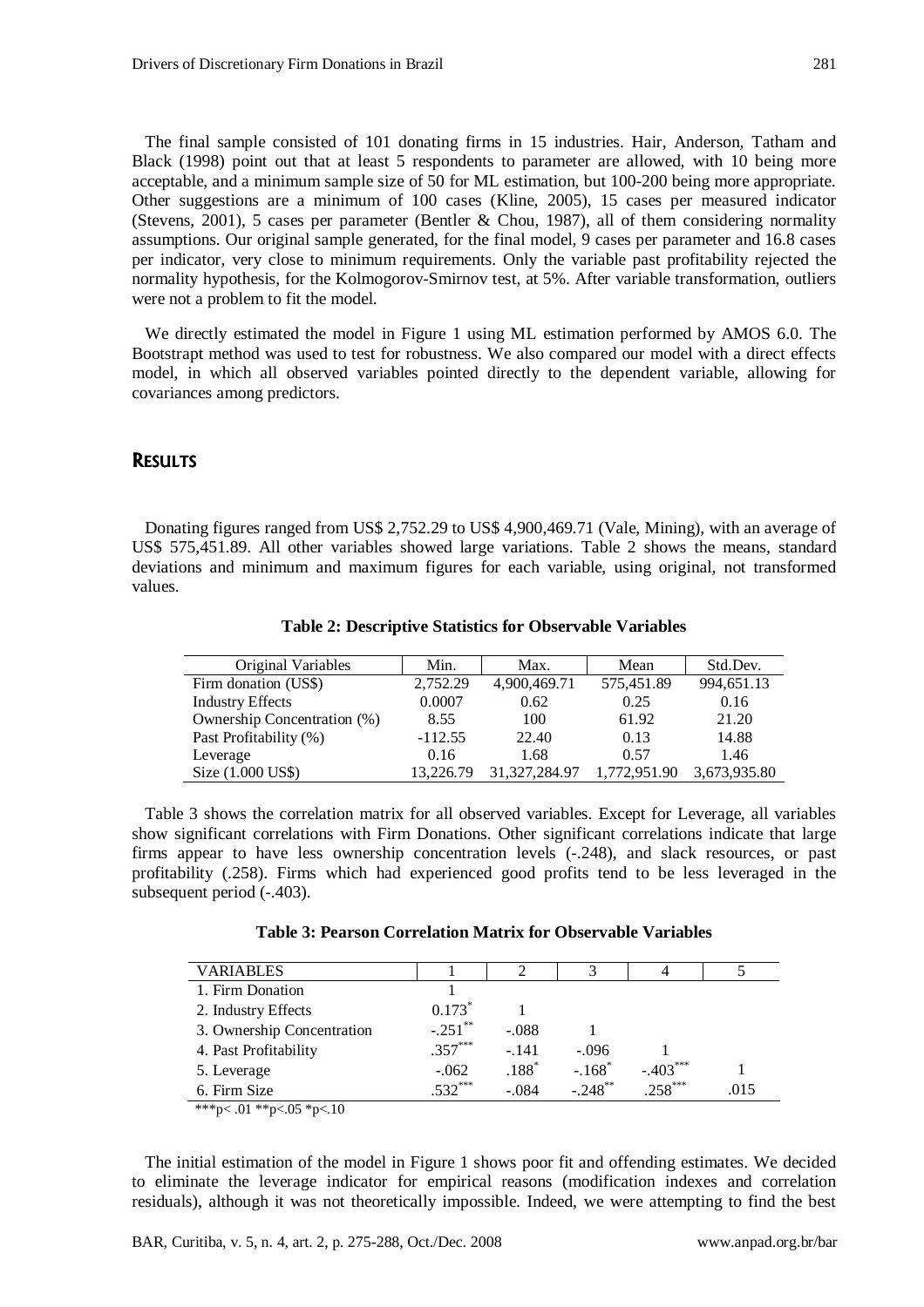The final sample consisted of 101 donating firms in 15 industries. Hair, Anderson, Tatham and Black (1998) point out that at least 5 respondents to parameter are allowed, with 10 being more acceptable, and a minimum sample size of 50 for ML estimation, but 100-200 being more appropriate. Other suggestions are a minimum of 100 cases (Kline, 2005), 15 cases per measured indicator (Stevens, 2001), 5 cases per parameter (Bentler & Chou, 1987), all of them considering normality assumptions. Our original sample generated, for the final model, 9 cases per parameter and 16.8 cases per indicator, very close to minimum requirements. Only the variable past profitability rejected the normality hypothesis, for the Kolmogorov-Smirnov test, at 5%. After variable transformation, outliers were not a problem to fit the model.

We directly estimated the model in Figure 1 using ML estimation performed by AMOS 6.0. The Bootstrapt method was used to test for robustness. We also compared our model with a direct effects model, in which all observed variables pointed directly to the dependent variable, allowing for covariances among predictors.

## RESULTS

Donating figures ranged from US$ 2,752.29 to US$ 4,900,469.71 (Vale, Mining), with an average of US$ 575,451.89. All other variables showed large variations. Table 2 shows the means, standard deviations and minimum and maximum figures for each variable, using original, not transformed values.

**Table 2: Descriptive Statistics for Observable Variables**

| Original Variables | Min. | Max. | Mean | Std.Dev. |
|---|---|---|---|---|
| Firm donation (US$) | 2,752.29 | 4,900,469.71 | 575,451.89 | 994,651.13 |
| Industry Effects | 0.0007 | 0.62 | 0.25 | 0.16 |
| Ownership Concentration (%) | 8.55 | 100 | 61.92 | 21.20 |
| Past Profitability (%) | -112.55 | 22.40 | 0.13 | 14.88 |
| Leverage | 0.16 | 1.68 | 0.57 | 1.46 |
| Size (1.000 US$) | 13,226.79 | 31,327,284.97 | 1,772,951.90 | 3,673,935.80 |

Table 3 shows the correlation matrix for all observed variables. Except for Leverage, all variables show significant correlations with Firm Donations. Other significant correlations indicate that large firms appear to have less ownership concentration levels (-.248), and slack resources, or past profitability (.258). Firms which had experienced good profits tend to be less leveraged in the subsequent period (-.403).

**Table 3: Pearson Correlation Matrix for Observable Variables**

| VARIABLES | 1 | 2 | 3 | 4 | 5 |
|---|---|---|---|---|---|
| 1. Firm Donation | 1 | | | | |
| 2. Industry Effects | 0.173* | 1 | | | |
| 3. Ownership Concentration | -.251** | -.088 | 1 | | |
| 4. Past Profitability | .357*** | -.141 | -.096 | 1 | |
| 5. Leverage | -.062 | .188* | -.168* | -.403*** | 1 |
| 6. Firm Size | .532*** | -.084 | -.248** | .258*** | .015 |

***p< .01 **p<.05 *p<.10

The initial estimation of the model in Figure 1 shows poor fit and offending estimates. We decided to eliminate the leverage indicator for empirical reasons (modification indexes and correlation residuals), although it was not theoretically impossible. Indeed, we were attempting to find the best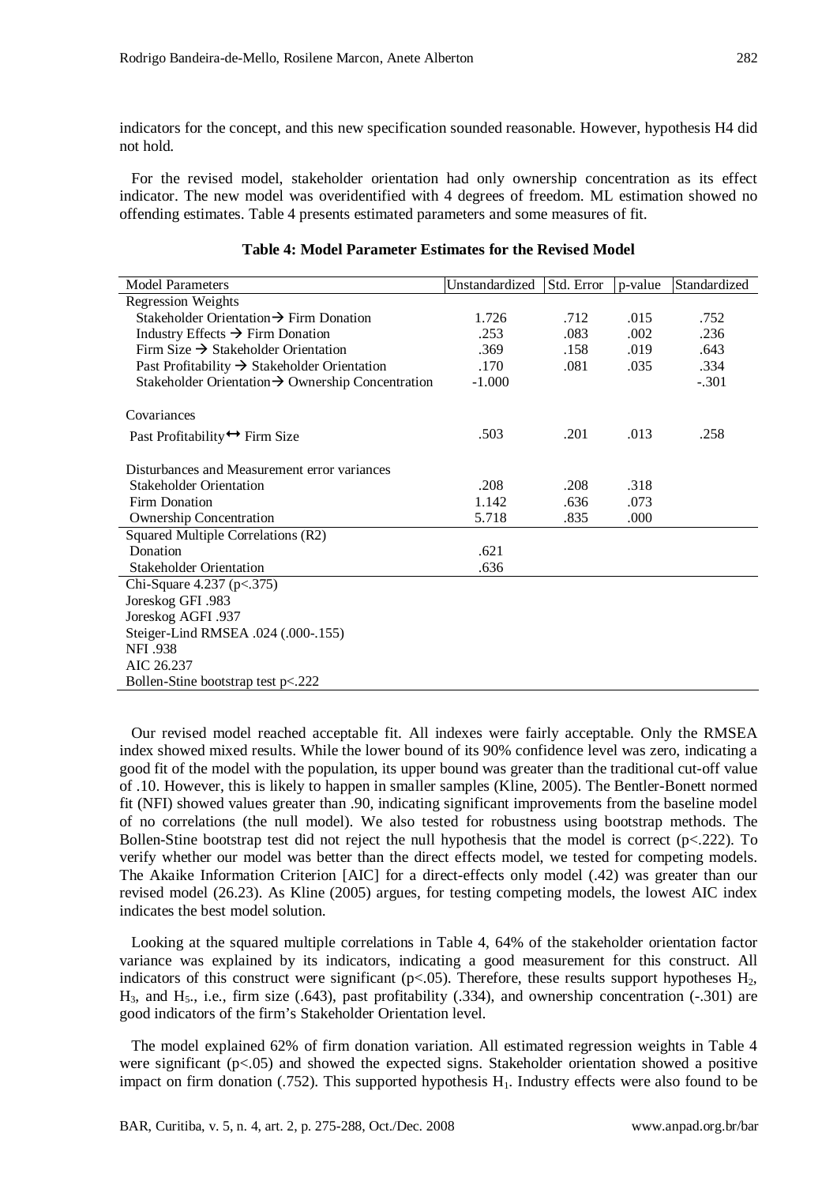indicators for the concept, and this new specification sounded reasonable. However, hypothesis H4 did not hold.

For the revised model, stakeholder orientation had only ownership concentration as its effect indicator. The new model was overidentified with 4 degrees of freedom. ML estimation showed no offending estimates. Table 4 presents estimated parameters and some measures of fit.

**Table 4: Model Parameter Estimates for the Revised Model**

| Model Parameters | Unstandardized | Std. Error | p-value | Standardized |
|---|---|---|---|---|
| Regression Weights | | | | |
| Stakeholder Orientation → Firm Donation | 1.726 | .712 | .015 | .752 |
| Industry Effects → Firm Donation | .253 | .083 | .002 | .236 |
| Firm Size → Stakeholder Orientation | .369 | .158 | .019 | .643 |
| Past Profitability → Stakeholder Orientation | .170 | .081 | .035 | .334 |
| Stakeholder Orientation → Ownership Concentration | -1.000 | | | -.301 |
| Covariances | | | | |
| Past Profitability ↔ Firm Size | .503 | .201 | .013 | .258 |
| Disturbances and Measurement error variances | | | | |
| Stakeholder Orientation | .208 | .208 | .318 | |
| Firm Donation | 1.142 | .636 | .073 | |
| Ownership Concentration | 5.718 | .835 | .000 | |
| Squared Multiple Correlations (R2) | | | | |
| Donation | .621 | | | |
| Stakeholder Orientation | .636 | | | |
| Chi-Square 4.237 (p<.375) | | | | |
| Joreskog GFI .983 | | | | |
| Joreskog AGFI .937 | | | | |
| Steiger-Lind RMSEA .024 (.000-.155) | | | | |
| NFI .938 | | | | |
| AIC 26.237 | | | | |
| Bollen-Stine bootstrap test p<.222 | | | | |

Our revised model reached acceptable fit. All indexes were fairly acceptable. Only the RMSEA index showed mixed results. While the lower bound of its 90% confidence level was zero, indicating a good fit of the model with the population, its upper bound was greater than the traditional cut-off value of .10. However, this is likely to happen in smaller samples (Kline, 2005). The Bentler-Bonett normed fit (NFI) showed values greater than .90, indicating significant improvements from the baseline model of no correlations (the null model). We also tested for robustness using bootstrap methods. The Bollen-Stine bootstrap test did not reject the null hypothesis that the model is correct (p<.222). To verify whether our model was better than the direct effects model, we tested for competing models. The Akaike Information Criterion [AIC] for a direct-effects only model (.42) was greater than our revised model (26.23). As Kline (2005) argues, for testing competing models, the lowest AIC index indicates the best model solution.

Looking at the squared multiple correlations in Table 4, 64% of the stakeholder orientation factor variance was explained by its indicators, indicating a good measurement for this construct. All indicators of this construct were significant ($p<.05$). Therefore, these results support hypotheses $H_2$, $H_3$, and $H_5$., i.e., firm size (.643), past profitability (.334), and ownership concentration (-.301) are good indicators of the firm's Stakeholder Orientation level.

The model explained 62% of firm donation variation. All estimated regression weights in Table 4 were significant ($p<.05$) and showed the expected signs. Stakeholder orientation showed a positive impact on firm donation (.752). This supported hypothesis $H_1$. Industry effects were also found to be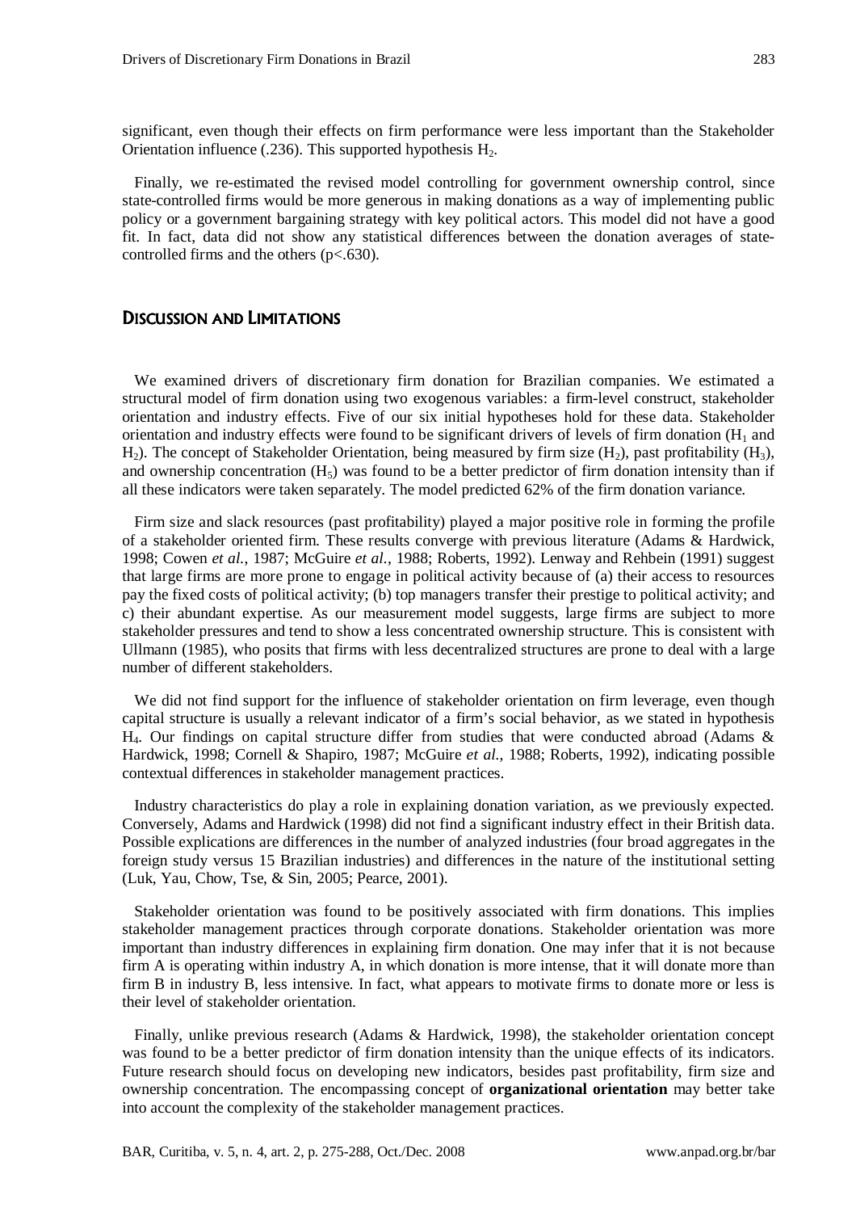significant, even though their effects on firm performance were less important than the Stakeholder Orientation influence (.236). This supported hypothesis $H_2$.

Finally, we re-estimated the revised model controlling for government ownership control, since state-controlled firms would be more generous in making donations as a way of implementing public policy or a government bargaining strategy with key political actors. This model did not have a good fit. In fact, data did not show any statistical differences between the donation averages of state-controlled firms and the others ($p<.630$).

## Discussion and Limitations

We examined drivers of discretionary firm donation for Brazilian companies. We estimated a structural model of firm donation using two exogenous variables: a firm-level construct, stakeholder orientation and industry effects. Five of our six initial hypotheses hold for these data. Stakeholder orientation and industry effects were found to be significant drivers of levels of firm donation ($H_1$ and $H_2$). The concept of Stakeholder Orientation, being measured by firm size ($H_2$), past profitability ($H_3$), and ownership concentration ($H_5$) was found to be a better predictor of firm donation intensity than if all these indicators were taken separately. The model predicted 62% of the firm donation variance.

Firm size and slack resources (past profitability) played a major positive role in forming the profile of a stakeholder oriented firm. These results converge with previous literature (Adams & Hardwick, 1998; Cowen *et al.*, 1987; McGuire *et al.*, 1988; Roberts, 1992). Lenway and Rehbein (1991) suggest that large firms are more prone to engage in political activity because of (a) their access to resources pay the fixed costs of political activity; (b) top managers transfer their prestige to political activity; and c) their abundant expertise. As our measurement model suggests, large firms are subject to more stakeholder pressures and tend to show a less concentrated ownership structure. This is consistent with Ullmann (1985), who posits that firms with less decentralized structures are prone to deal with a large number of different stakeholders.

We did not find support for the influence of stakeholder orientation on firm leverage, even though capital structure is usually a relevant indicator of a firm's social behavior, as we stated in hypothesis $H_4$. Our findings on capital structure differ from studies that were conducted abroad (Adams & Hardwick, 1998; Cornell & Shapiro, 1987; McGuire *et al.*, 1988; Roberts, 1992), indicating possible contextual differences in stakeholder management practices.

Industry characteristics do play a role in explaining donation variation, as we previously expected. Conversely, Adams and Hardwick (1998) did not find a significant industry effect in their British data. Possible explications are differences in the number of analyzed industries (four broad aggregates in the foreign study versus 15 Brazilian industries) and differences in the nature of the institutional setting (Luk, Yau, Chow, Tse, & Sin, 2005; Pearce, 2001).

Stakeholder orientation was found to be positively associated with firm donations. This implies stakeholder management practices through corporate donations. Stakeholder orientation was more important than industry differences in explaining firm donation. One may infer that it is not because firm A is operating within industry A, in which donation is more intense, that it will donate more than firm B in industry B, less intensive. In fact, what appears to motivate firms to donate more or less is their level of stakeholder orientation.

Finally, unlike previous research (Adams & Hardwick, 1998), the stakeholder orientation concept was found to be a better predictor of firm donation intensity than the unique effects of its indicators. Future research should focus on developing new indicators, besides past profitability, firm size and ownership concentration. The encompassing concept of **organizational orientation** may better take into account the complexity of the stakeholder management practices.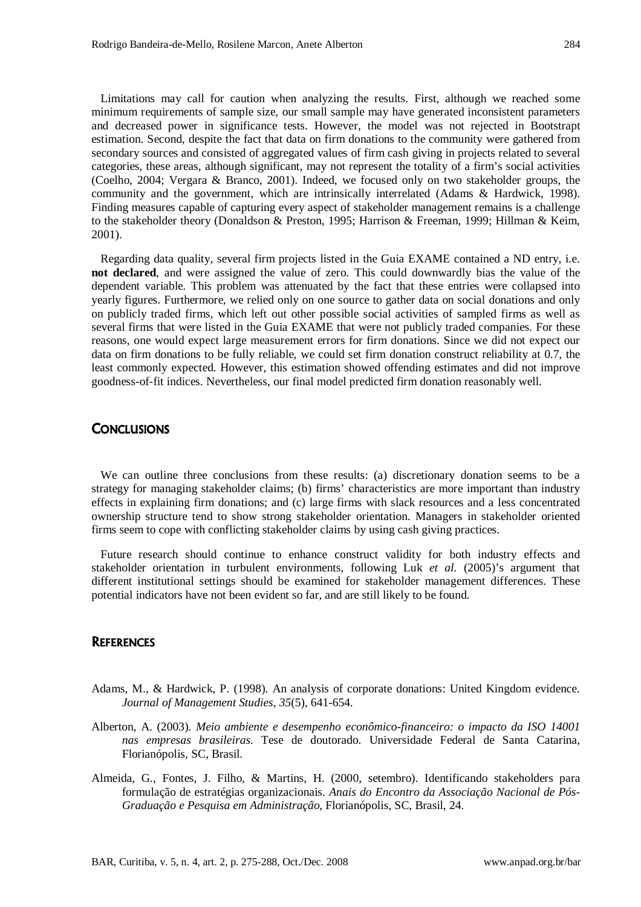Limitations may call for caution when analyzing the results. First, although we reached some minimum requirements of sample size, our small sample may have generated inconsistent parameters and decreased power in significance tests. However, the model was not rejected in Bootstrapt estimation. Second, despite the fact that data on firm donations to the community were gathered from secondary sources and consisted of aggregated values of firm cash giving in projects related to several categories, these areas, although significant, may not represent the totality of a firm's social activities (Coelho, 2004; Vergara & Branco, 2001). Indeed, we focused only on two stakeholder groups, the community and the government, which are intrinsically interrelated (Adams & Hardwick, 1998). Finding measures capable of capturing every aspect of stakeholder management remains is a challenge to the stakeholder theory (Donaldson & Preston, 1995; Harrison & Freeman, 1999; Hillman & Keim, 2001).

Regarding data quality, several firm projects listed in the Guia EXAME contained a ND entry, i.e. **not declared**, and were assigned the value of zero. This could downwardly bias the value of the dependent variable. This problem was attenuated by the fact that these entries were collapsed into yearly figures. Furthermore, we relied only on one source to gather data on social donations and only on publicly traded firms, which left out other possible social activities of sampled firms as well as several firms that were listed in the Guia EXAME that were not publicly traded companies. For these reasons, one would expect large measurement errors for firm donations. Since we did not expect our data on firm donations to be fully reliable, we could set firm donation construct reliability at 0.7, the least commonly expected. However, this estimation showed offending estimates and did not improve goodness-of-fit indices. Nevertheless, our final model predicted firm donation reasonably well.

## Conclusions

We can outline three conclusions from these results: (a) discretionary donation seems to be a strategy for managing stakeholder claims; (b) firms' characteristics are more important than industry effects in explaining firm donations; and (c) large firms with slack resources and a less concentrated ownership structure tend to show strong stakeholder orientation. Managers in stakeholder oriented firms seem to cope with conflicting stakeholder claims by using cash giving practices.

Future research should continue to enhance construct validity for both industry effects and stakeholder orientation in turbulent environments, following Luk *et al*. (2005)'s argument that different institutional settings should be examined for stakeholder management differences. These potential indicators have not been evident so far, and are still likely to be found.

## References

Adams, M., & Hardwick, P. (1998). An analysis of corporate donations: United Kingdom evidence. *Journal of Management Studies*, *35*(5), 641-654.

Alberton, A. (2003). *Meio ambiente e desempenho econômico-financeiro: o impacto da ISO 14001 nas empresas brasileiras*. Tese de doutorado. Universidade Federal de Santa Catarina, Florianópolis, SC, Brasil.

Almeida, G., Fontes, J. Filho, & Martins, H. (2000, setembro). Identificando stakeholders para formulação de estratégias organizacionais. *Anais do Encontro da Associação Nacional de Pós-Graduação e Pesquisa em Administração*, Florianópolis, SC, Brasil, 24.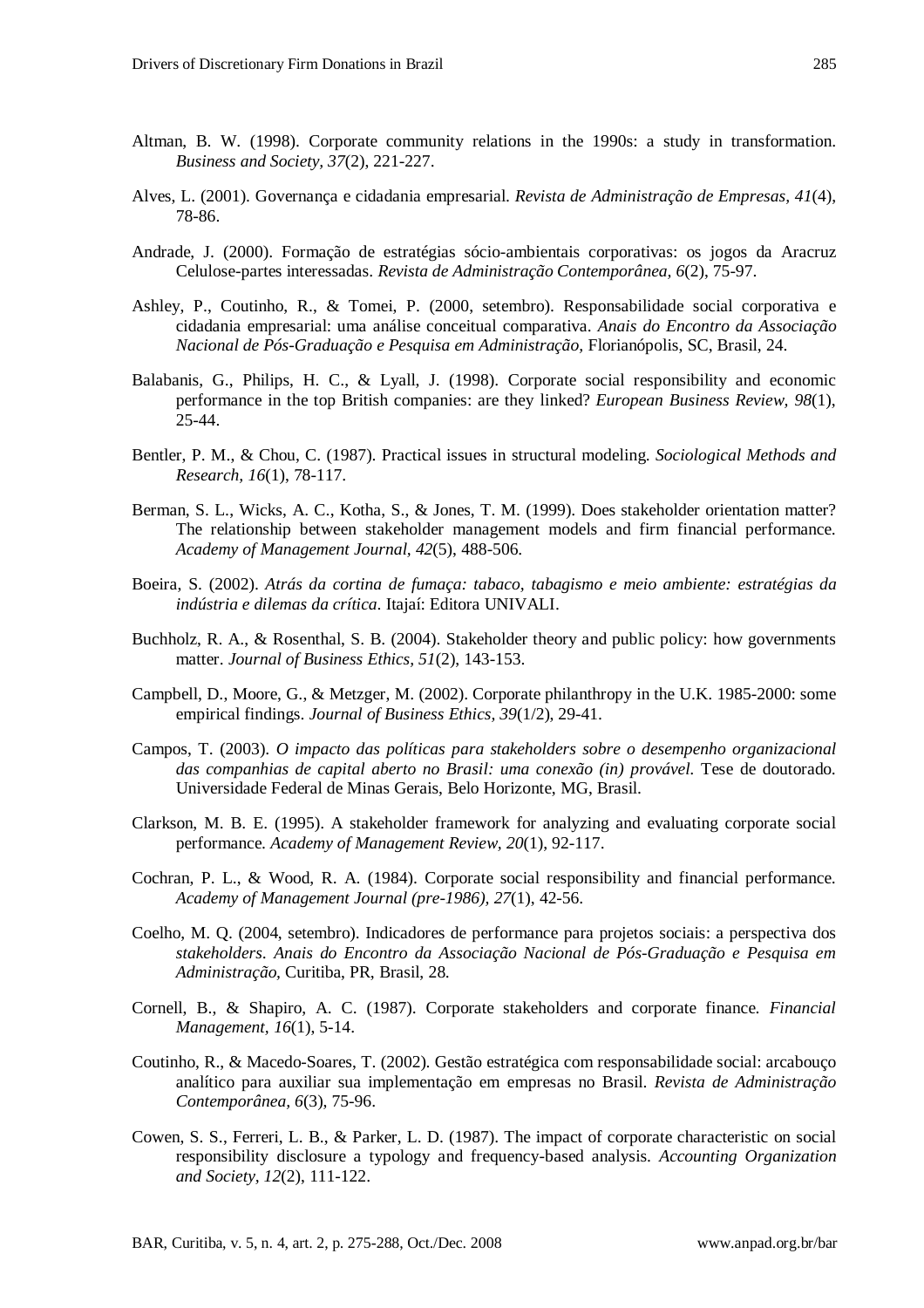Altman, B. W. (1998). Corporate community relations in the 1990s: a study in transformation. *Business and Society, 37*(2), 221-227.

Alves, L. (2001). Governança e cidadania empresarial. *Revista de Administração de Empresas, 41*(4), 78-86.

Andrade, J. (2000). Formação de estratégias sócio-ambientais corporativas: os jogos da Aracruz Celulose-partes interessadas. *Revista de Administração Contemporânea, 6*(2), 75-97.

Ashley, P., Coutinho, R., & Tomei, P. (2000, setembro). Responsabilidade social corporativa e cidadania empresarial: uma análise conceitual comparativa. *Anais do Encontro da Associação Nacional de Pós-Graduação e Pesquisa em Administração,* Florianópolis, SC, Brasil, 24.

Balabanis, G., Philips, H. C., & Lyall, J. (1998). Corporate social responsibility and economic performance in the top British companies: are they linked? *European Business Review, 98*(1), 25-44.

Bentler, P. M., & Chou, C. (1987). Practical issues in structural modeling. *Sociological Methods and Research, 16*(1), 78-117.

Berman, S. L., Wicks, A. C., Kotha, S., & Jones, T. M. (1999). Does stakeholder orientation matter? The relationship between stakeholder management models and firm financial performance. *Academy of Management Journal, 42*(5), 488-506.

Boeira, S. (2002). *Atrás da cortina de fumaça: tabaco, tabagismo e meio ambiente: estratégias da indústria e dilemas da crítica*. Itajaí: Editora UNIVALI.

Buchholz, R. A., & Rosenthal, S. B. (2004). Stakeholder theory and public policy: how governments matter. *Journal of Business Ethics, 51*(2), 143-153.

Campbell, D., Moore, G., & Metzger, M. (2002). Corporate philanthropy in the U.K. 1985-2000: some empirical findings. *Journal of Business Ethics, 39*(1/2), 29-41.

Campos, T. (2003). *O impacto das políticas para stakeholders sobre o desempenho organizacional das companhias de capital aberto no Brasil: uma conexão (in) provável*. Tese de doutorado. Universidade Federal de Minas Gerais, Belo Horizonte, MG, Brasil.

Clarkson, M. B. E. (1995). A stakeholder framework for analyzing and evaluating corporate social performance. *Academy of Management Review, 20*(1), 92-117.

Cochran, P. L., & Wood, R. A. (1984). Corporate social responsibility and financial performance. *Academy of Management Journal (pre-1986), 27*(1), 42-56.

Coelho, M. Q. (2004, setembro). Indicadores de performance para projetos sociais: a perspectiva dos *stakeholders*. *Anais do Encontro da Associação Nacional de Pós-Graduação e Pesquisa em Administração,* Curitiba, PR, Brasil, 28.

Cornell, B., & Shapiro, A. C. (1987). Corporate stakeholders and corporate finance. *Financial Management, 16*(1), 5-14.

Coutinho, R., & Macedo-Soares, T. (2002). Gestão estratégica com responsabilidade social: arcabouço analítico para auxiliar sua implementação em empresas no Brasil. *Revista de Administração Contemporânea, 6*(3), 75-96.

Cowen, S. S., Ferreri, L. B., & Parker, L. D. (1987). The impact of corporate characteristic on social responsibility disclosure a typology and frequency-based analysis. *Accounting Organization and Society, 12*(2), 111-122.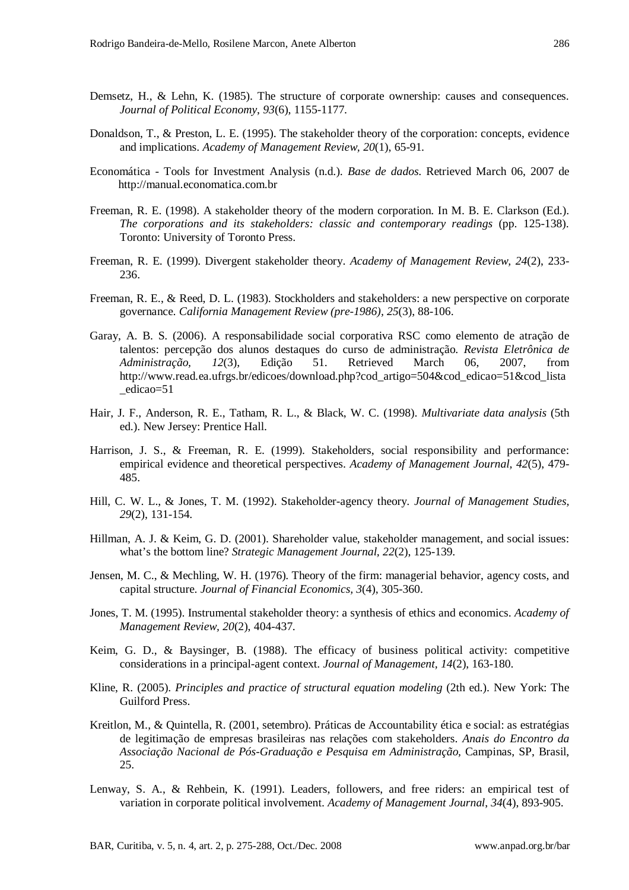Demsetz, H., & Lehn, K. (1985). The structure of corporate ownership: causes and consequences. *Journal of Political Economy*, *93*(6), 1155-1177.

Donaldson, T., & Preston, L. E. (1995). The stakeholder theory of the corporation: concepts, evidence and implications. *Academy of Management Review*, *20*(1), 65-91.

Economática - Tools for Investment Analysis (n.d.). *Base de dados*. Retrieved March 06, 2007 de http://manual.economatica.com.br

Freeman, R. E. (1998). A stakeholder theory of the modern corporation. In M. B. E. Clarkson (Ed.). *The corporations and its stakeholders: classic and contemporary readings* (pp. 125-138). Toronto: University of Toronto Press.

Freeman, R. E. (1999). Divergent stakeholder theory. *Academy of Management Review, 24*(2), 233-236.

Freeman, R. E., & Reed, D. L. (1983). Stockholders and stakeholders: a new perspective on corporate governance. *California Management Review (pre-1986)*, *25*(3), 88-106.

Garay, A. B. S. (2006). A responsabilidade social corporativa RSC como elemento de atração de talentos: percepção dos alunos destaques do curso de administração. *Revista Eletrônica de Administração*, *12*(3), Edição 51. Retrieved March 06, 2007, from http://www.read.ea.ufrgs.br/edicoes/download.php?cod_artigo=504&cod_edicao=51&cod_lista_edicao=51

Hair, J. F., Anderson, R. E., Tatham, R. L., & Black, W. C. (1998). *Multivariate data analysis* (5th ed.). New Jersey: Prentice Hall.

Harrison, J. S., & Freeman, R. E. (1999). Stakeholders, social responsibility and performance: empirical evidence and theoretical perspectives. *Academy of Management Journal, 42*(5), 479-485.

Hill, C. W. L., & Jones, T. M. (1992). Stakeholder-agency theory. *Journal of Management Studies, 29*(2), 131-154.

Hillman, A. J. & Keim, G. D. (2001). Shareholder value, stakeholder management, and social issues: what's the bottom line? *Strategic Management Journal*, *22*(2), 125-139.

Jensen, M. C., & Mechling, W. H. (1976). Theory of the firm: managerial behavior, agency costs, and capital structure. *Journal of Financial Economics, 3*(4), 305-360.

Jones, T. M. (1995). Instrumental stakeholder theory: a synthesis of ethics and economics. *Academy of Management Review*, *20*(2), 404-437.

Keim, G. D., & Baysinger, B. (1988). The efficacy of business political activity: competitive considerations in a principal-agent context. *Journal of Management*, *14*(2), 163-180.

Kline, R. (2005). *Principles and practice of structural equation modeling* (2th ed.). New York: The Guilford Press.

Kreitlon, M., & Quintella, R. (2001, setembro). Práticas de Accountability ética e social: as estratégias de legitimação de empresas brasileiras nas relações com stakeholders. *Anais do Encontro da Associação Nacional de Pós-Graduação e Pesquisa em Administração*, Campinas, SP, Brasil, 25.

Lenway, S. A., & Rehbein, K. (1991). Leaders, followers, and free riders: an empirical test of variation in corporate political involvement. *Academy of Management Journal*, *34*(4), 893-905.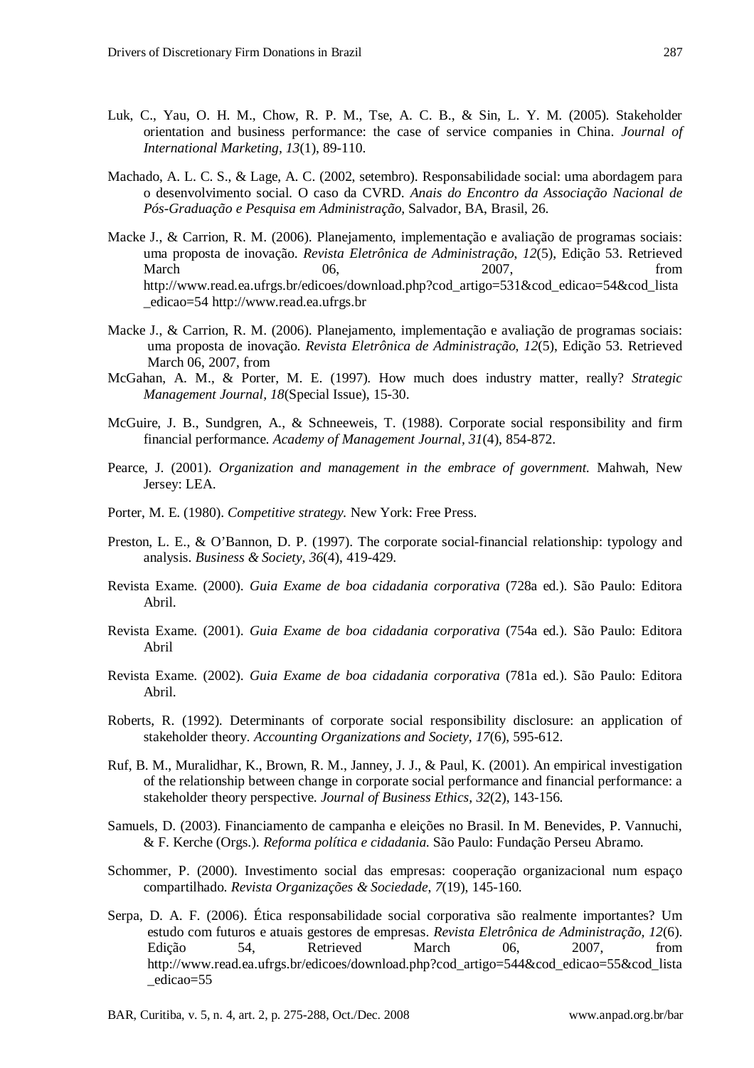Luk, C., Yau, O. H. M., Chow, R. P. M., Tse, A. C. B., & Sin, L. Y. M. (2005). Stakeholder orientation and business performance: the case of service companies in China. *Journal of International Marketing, 13*(1), 89-110.

Machado, A. L. C. S., & Lage, A. C. (2002, setembro). Responsabilidade social: uma abordagem para o desenvolvimento social. O caso da CVRD. *Anais do Encontro da Associação Nacional de Pós-Graduação e Pesquisa em Administração*, Salvador, BA, Brasil, 26.

Macke J., & Carrion, R. M. (2006). Planejamento, implementação e avaliação de programas sociais: uma proposta de inovação. *Revista Eletrônica de Administração, 12*(5), Edição 53. Retrieved March 06, 2007, from http://www.read.ea.ufrgs.br/edicoes/download.php?cod_artigo=531&cod_edicao=54&cod_lista_edicao=54 http://www.read.ea.ufrgs.br

Macke J., & Carrion, R. M. (2006). Planejamento, implementação e avaliação de programas sociais: uma proposta de inovação. *Revista Eletrônica de Administração, 12*(5), Edição 53. Retrieved March 06, 2007, from

McGahan, A. M., & Porter, M. E. (1997). How much does industry matter, really? *Strategic Management Journal, 18*(Special Issue), 15-30.

McGuire, J. B., Sundgren, A., & Schneeweis, T. (1988). Corporate social responsibility and firm financial performance. *Academy of Management Journal, 31*(4), 854-872.

Pearce, J. (2001). *Organization and management in the embrace of government.* Mahwah, New Jersey: LEA.

Porter, M. E. (1980). *Competitive strategy.* New York: Free Press.

Preston, L. E., & O'Bannon, D. P. (1997). The corporate social-financial relationship: typology and analysis. *Business & Society, 36*(4), 419-429.

Revista Exame. (2000). *Guia Exame de boa cidadania corporativa* (728a ed.). São Paulo: Editora Abril.

Revista Exame. (2001). *Guia Exame de boa cidadania corporativa* (754a ed.). São Paulo: Editora Abril

Revista Exame. (2002). *Guia Exame de boa cidadania corporativa* (781a ed.). São Paulo: Editora Abril.

Roberts, R. (1992). Determinants of corporate social responsibility disclosure: an application of stakeholder theory. *Accounting Organizations and Society, 17*(6), 595-612.

Ruf, B. M., Muralidhar, K., Brown, R. M., Janney, J. J., & Paul, K. (2001). An empirical investigation of the relationship between change in corporate social performance and financial performance: a stakeholder theory perspective. *Journal of Business Ethics, 32*(2), 143-156.

Samuels, D. (2003). Financiamento de campanha e eleições no Brasil. In M. Benevides, P. Vannuchi, & F. Kerche (Orgs.). *Reforma política e cidadania.* São Paulo: Fundação Perseu Abramo.

Schommer, P. (2000). Investimento social das empresas: cooperação organizacional num espaço compartilhado. *Revista Organizações & Sociedade, 7*(19), 145-160.

Serpa, D. A. F. (2006). Ética responsabilidade social corporativa são realmente importantes? Um estudo com futuros e atuais gestores de empresas. *Revista Eletrônica de Administração, 12*(6). Edição 54, Retrieved March 06, 2007, from http://www.read.ea.ufrgs.br/edicoes/download.php?cod_artigo=544&cod_edicao=55&cod_lista_edicao=55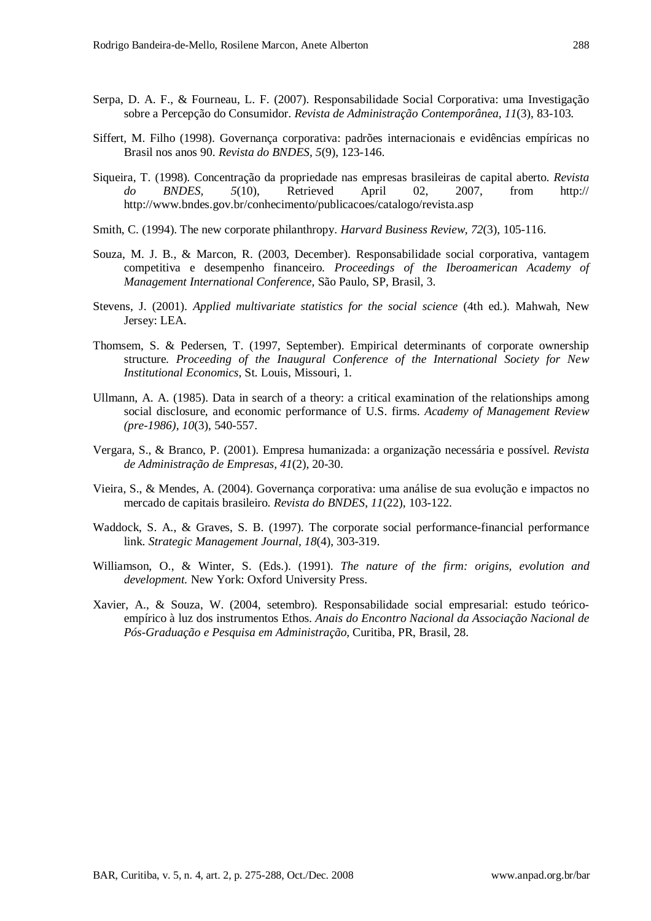Serpa, D. A. F., & Fourneau, L. F. (2007). Responsabilidade Social Corporativa: uma Investigação sobre a Percepção do Consumidor. *Revista de Administração Contemporânea, 11*(3), 83-103.

Siffert, M. Filho (1998). Governança corporativa: padrões internacionais e evidências empíricas no Brasil nos anos 90. *Revista do BNDES, 5*(9), 123-146.

Siqueira, T. (1998). Concentração da propriedade nas empresas brasileiras de capital aberto. *Revista do BNDES, 5*(10), Retrieved April 02, 2007, from http:// http://www.bndes.gov.br/conhecimento/publicacoes/catalogo/revista.asp

Smith, C. (1994). The new corporate philanthropy. *Harvard Business Review, 72*(3), 105-116.

Souza, M. J. B., & Marcon, R. (2003, December). Responsabilidade social corporativa, vantagem competitiva e desempenho financeiro. *Proceedings of the Iberoamerican Academy of Management International Conference,* São Paulo, SP, Brasil, 3.

Stevens, J. (2001). *Applied multivariate statistics for the social science* (4th ed.). Mahwah, New Jersey: LEA.

Thomsem, S. & Pedersen, T. (1997, September). Empirical determinants of corporate ownership structure. *Proceeding of the Inaugural Conference of the International Society for New Institutional Economics*, St. Louis, Missouri, 1.

Ullmann, A. A. (1985). Data in search of a theory: a critical examination of the relationships among social disclosure, and economic performance of U.S. firms. *Academy of Management Review (pre-1986), 10*(3), 540-557.

Vergara, S., & Branco, P. (2001). Empresa humanizada: a organização necessária e possível. *Revista de Administração de Empresas, 41*(2), 20-30.

Vieira, S., & Mendes, A. (2004). Governança corporativa: uma análise de sua evolução e impactos no mercado de capitais brasileiro. *Revista do BNDES*, *11*(22), 103-122.

Waddock, S. A., & Graves, S. B. (1997). The corporate social performance-financial performance link. *Strategic Management Journal, 18*(4), 303-319.

Williamson, O., & Winter, S. (Eds.). (1991). *The nature of the firm: origins, evolution and development*. New York: Oxford University Press.

Xavier, A., & Souza, W. (2004, setembro). Responsabilidade social empresarial: estudo teórico-empírico à luz dos instrumentos Ethos. *Anais do Encontro Nacional da Associação Nacional de Pós-Graduação e Pesquisa em Administração*, Curitiba, PR, Brasil, 28.